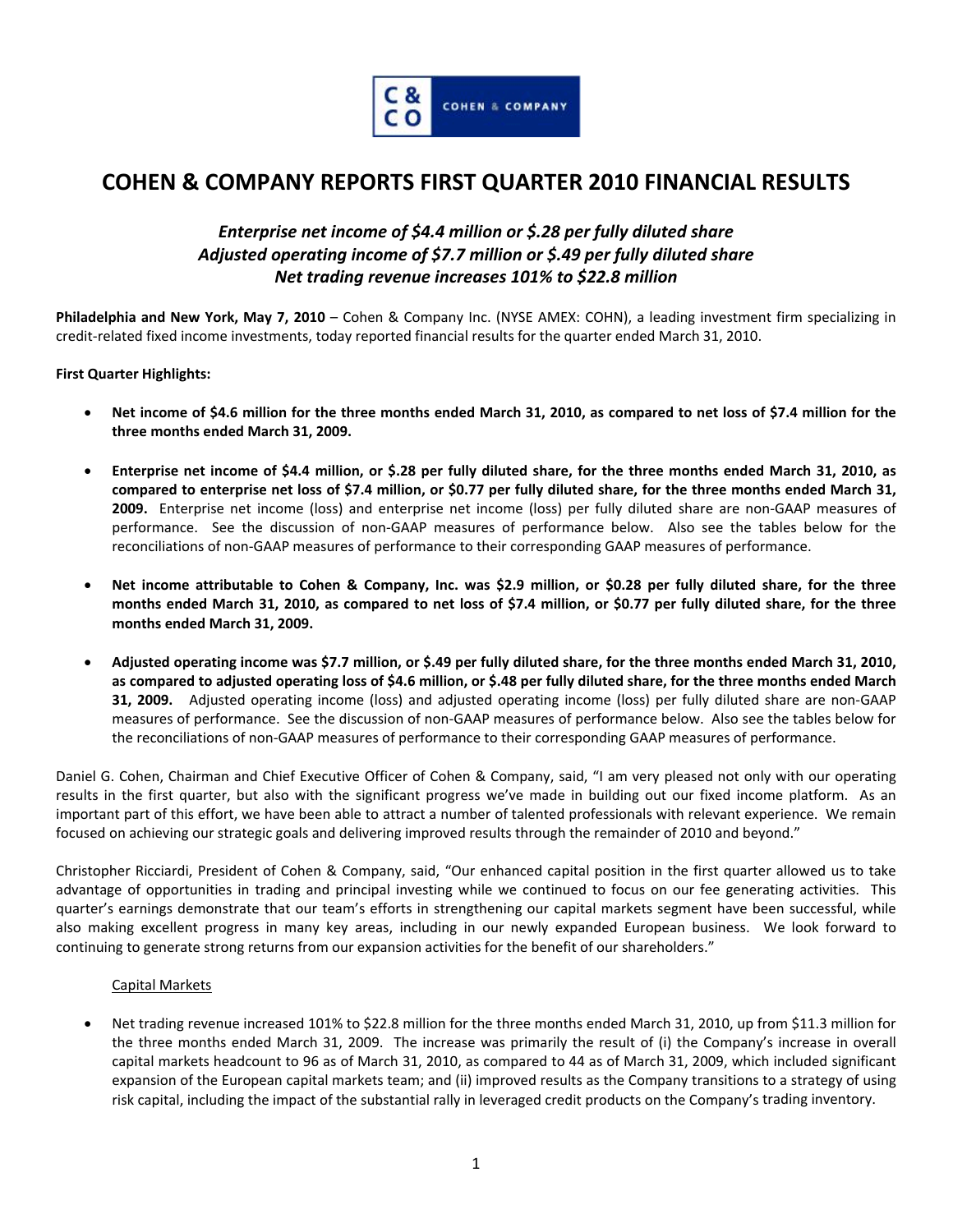# COHEN & COMPANY REPORTS FIRST QUARTER 2010 FINANCIAL RESULTS

***Enterprise net income of $4.4 million or $.28 per fully diluted share***
***Adjusted operating income of $7.7 million or $.49 per fully diluted share***
***Net trading revenue increases 101% to $22.8 million***

**Philadelphia and New York, May 7, 2010** – Cohen & Company Inc. (NYSE AMEX: COHN), a leading investment firm specializing in credit-related fixed income investments, today reported financial results for the quarter ended March 31, 2010.

**First Quarter Highlights:**

- **Net income of $4.6 million for the three months ended March 31, 2010, as compared to net loss of $7.4 million for the three months ended March 31, 2009.**
- **Enterprise net income of $4.4 million, or $.28 per fully diluted share, for the three months ended March 31, 2010, as compared to enterprise net loss of $7.4 million, or $0.77 per fully diluted share, for the three months ended March 31, 2009.** Enterprise net income (loss) and enterprise net income (loss) per fully diluted share are non-GAAP measures of performance. See the discussion of non-GAAP measures of performance below. Also see the tables below for the reconciliations of non-GAAP measures of performance to their corresponding GAAP measures of performance.
- **Net income attributable to Cohen & Company, Inc. was $2.9 million, or $0.28 per fully diluted share, for the three months ended March 31, 2010, as compared to net loss of $7.4 million, or $0.77 per fully diluted share, for the three months ended March 31, 2009.**
- **Adjusted operating income was $7.7 million, or $.49 per fully diluted share, for the three months ended March 31, 2010, as compared to adjusted operating loss of $4.6 million, or $.48 per fully diluted share, for the three months ended March 31, 2009.** Adjusted operating income (loss) and adjusted operating income (loss) per fully diluted share are non-GAAP measures of performance. See the discussion of non-GAAP measures of performance below. Also see the tables below for the reconciliations of non-GAAP measures of performance to their corresponding GAAP measures of performance.

Daniel G. Cohen, Chairman and Chief Executive Officer of Cohen & Company, said, "I am very pleased not only with our operating results in the first quarter, but also with the significant progress we've made in building out our fixed income platform. As an important part of this effort, we have been able to attract a number of talented professionals with relevant experience. We remain focused on achieving our strategic goals and delivering improved results through the remainder of 2010 and beyond."

Christopher Ricciardi, President of Cohen & Company, said, "Our enhanced capital position in the first quarter allowed us to take advantage of opportunities in trading and principal investing while we continued to focus on our fee generating activities. This quarter's earnings demonstrate that our team's efforts in strengthening our capital markets segment have been successful, while also making excellent progress in many key areas, including in our newly expanded European business. We look forward to continuing to generate strong returns from our expansion activities for the benefit of our shareholders."

Capital Markets

- Net trading revenue increased 101% to $22.8 million for the three months ended March 31, 2010, up from $11.3 million for the three months ended March 31, 2009. The increase was primarily the result of (i) the Company's increase in overall capital markets headcount to 96 as of March 31, 2010, as compared to 44 as of March 31, 2009, which included significant expansion of the European capital markets team; and (ii) improved results as the Company transitions to a strategy of using risk capital, including the impact of the substantial rally in leveraged credit products on the Company's trading inventory.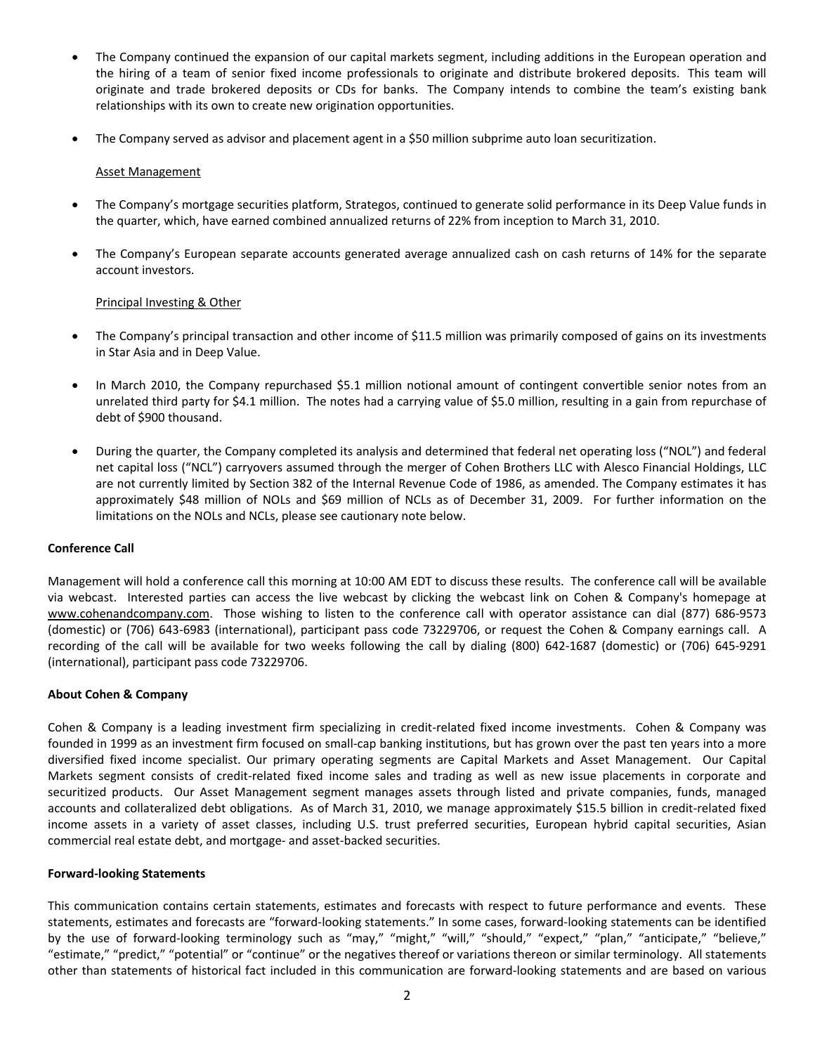- The Company continued the expansion of our capital markets segment, including additions in the European operation and the hiring of a team of senior fixed income professionals to originate and distribute brokered deposits. This team will originate and trade brokered deposits or CDs for banks. The Company intends to combine the team's existing bank relationships with its own to create new origination opportunities.

- The Company served as advisor and placement agent in a $50 million subprime auto loan securitization.

Asset Management

- The Company's mortgage securities platform, Strategos, continued to generate solid performance in its Deep Value funds in the quarter, which, have earned combined annualized returns of 22% from inception to March 31, 2010.

- The Company's European separate accounts generated average annualized cash on cash returns of 14% for the separate account investors.

Principal Investing & Other

- The Company's principal transaction and other income of $11.5 million was primarily composed of gains on its investments in Star Asia and in Deep Value.

- In March 2010, the Company repurchased $5.1 million notional amount of contingent convertible senior notes from an unrelated third party for $4.1 million. The notes had a carrying value of $5.0 million, resulting in a gain from repurchase of debt of $900 thousand.

- During the quarter, the Company completed its analysis and determined that federal net operating loss ("NOL") and federal net capital loss ("NCL") carryovers assumed through the merger of Cohen Brothers LLC with Alesco Financial Holdings, LLC are not currently limited by Section 382 of the Internal Revenue Code of 1986, as amended. The Company estimates it has approximately $48 million of NOLs and $69 million of NCLs as of December 31, 2009. For further information on the limitations on the NOLs and NCLs, please see cautionary note below.

**Conference Call**

Management will hold a conference call this morning at 10:00 AM EDT to discuss these results. The conference call will be available via webcast. Interested parties can access the live webcast by clicking the webcast link on Cohen & Company's homepage at www.cohenandcompany.com. Those wishing to listen to the conference call with operator assistance can dial (877) 686-9573 (domestic) or (706) 643-6983 (international), participant pass code 73229706, or request the Cohen & Company earnings call. A recording of the call will be available for two weeks following the call by dialing (800) 642-1687 (domestic) or (706) 645-9291 (international), participant pass code 73229706.

**About Cohen & Company**

Cohen & Company is a leading investment firm specializing in credit-related fixed income investments. Cohen & Company was founded in 1999 as an investment firm focused on small-cap banking institutions, but has grown over the past ten years into a more diversified fixed income specialist. Our primary operating segments are Capital Markets and Asset Management. Our Capital Markets segment consists of credit-related fixed income sales and trading as well as new issue placements in corporate and securitized products. Our Asset Management segment manages assets through listed and private companies, funds, managed accounts and collateralized debt obligations. As of March 31, 2010, we manage approximately $15.5 billion in credit-related fixed income assets in a variety of asset classes, including U.S. trust preferred securities, European hybrid capital securities, Asian commercial real estate debt, and mortgage- and asset-backed securities.

**Forward-looking Statements**

This communication contains certain statements, estimates and forecasts with respect to future performance and events. These statements, estimates and forecasts are "forward-looking statements." In some cases, forward-looking statements can be identified by the use of forward-looking terminology such as "may," "might," "will," "should," "expect," "plan," "anticipate," "believe," "estimate," "predict," "potential" or "continue" or the negatives thereof or variations thereon or similar terminology. All statements other than statements of historical fact included in this communication are forward-looking statements and are based on various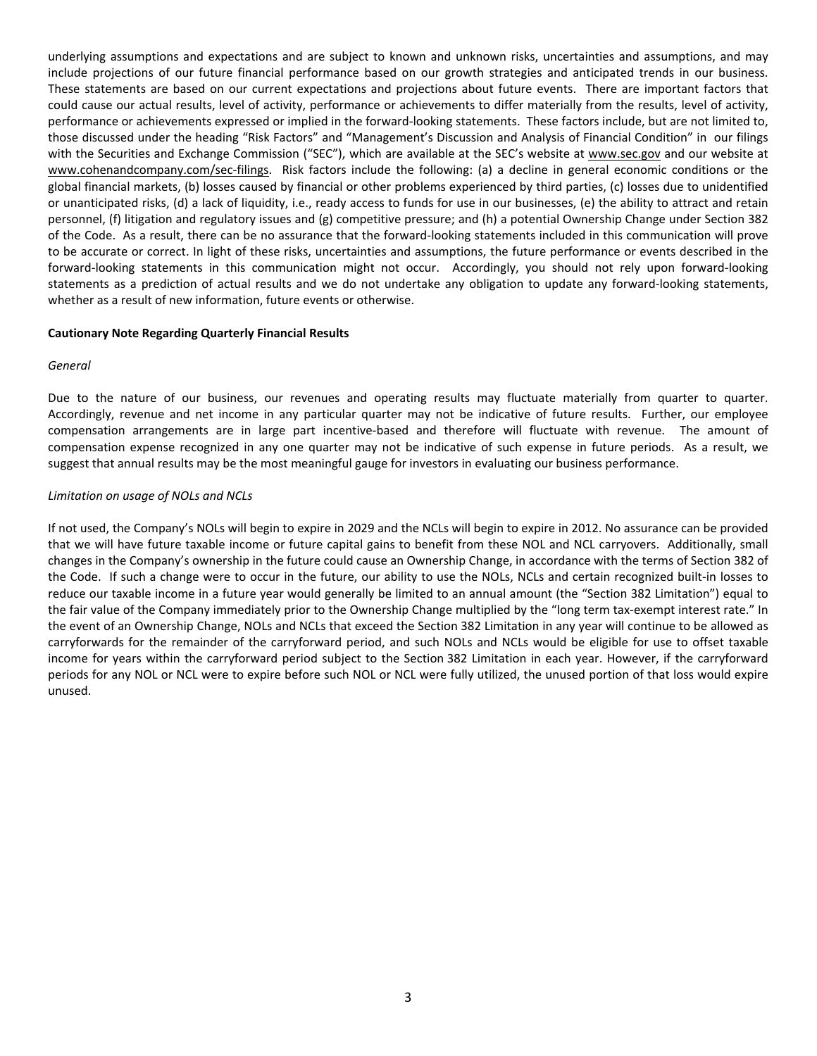underlying assumptions and expectations and are subject to known and unknown risks, uncertainties and assumptions, and may include projections of our future financial performance based on our growth strategies and anticipated trends in our business. These statements are based on our current expectations and projections about future events. There are important factors that could cause our actual results, level of activity, performance or achievements to differ materially from the results, level of activity, performance or achievements expressed or implied in the forward-looking statements. These factors include, but are not limited to, those discussed under the heading "Risk Factors" and "Management's Discussion and Analysis of Financial Condition" in our filings with the Securities and Exchange Commission ("SEC"), which are available at the SEC's website at www.sec.gov and our website at www.cohenandcompany.com/sec-filings. Risk factors include the following: (a) a decline in general economic conditions or the global financial markets, (b) losses caused by financial or other problems experienced by third parties, (c) losses due to unidentified or unanticipated risks, (d) a lack of liquidity, i.e., ready access to funds for use in our businesses, (e) the ability to attract and retain personnel, (f) litigation and regulatory issues and (g) competitive pressure; and (h) a potential Ownership Change under Section 382 of the Code. As a result, there can be no assurance that the forward-looking statements included in this communication will prove to be accurate or correct. In light of these risks, uncertainties and assumptions, the future performance or events described in the forward-looking statements in this communication might not occur. Accordingly, you should not rely upon forward-looking statements as a prediction of actual results and we do not undertake any obligation to update any forward-looking statements, whether as a result of new information, future events or otherwise.

**Cautionary Note Regarding Quarterly Financial Results**

*General*

Due to the nature of our business, our revenues and operating results may fluctuate materially from quarter to quarter. Accordingly, revenue and net income in any particular quarter may not be indicative of future results. Further, our employee compensation arrangements are in large part incentive-based and therefore will fluctuate with revenue. The amount of compensation expense recognized in any one quarter may not be indicative of such expense in future periods. As a result, we suggest that annual results may be the most meaningful gauge for investors in evaluating our business performance.

*Limitation on usage of NOLs and NCLs*

If not used, the Company's NOLs will begin to expire in 2029 and the NCLs will begin to expire in 2012. No assurance can be provided that we will have future taxable income or future capital gains to benefit from these NOL and NCL carryovers. Additionally, small changes in the Company's ownership in the future could cause an Ownership Change, in accordance with the terms of Section 382 of the Code. If such a change were to occur in the future, our ability to use the NOLs, NCLs and certain recognized built-in losses to reduce our taxable income in a future year would generally be limited to an annual amount (the "Section 382 Limitation") equal to the fair value of the Company immediately prior to the Ownership Change multiplied by the "long term tax-exempt interest rate." In the event of an Ownership Change, NOLs and NCLs that exceed the Section 382 Limitation in any year will continue to be allowed as carryforwards for the remainder of the carryforward period, and such NOLs and NCLs would be eligible for use to offset taxable income for years within the carryforward period subject to the Section 382 Limitation in each year. However, if the carryforward periods for any NOL or NCL were to expire before such NOL or NCL were fully utilized, the unused portion of that loss would expire unused.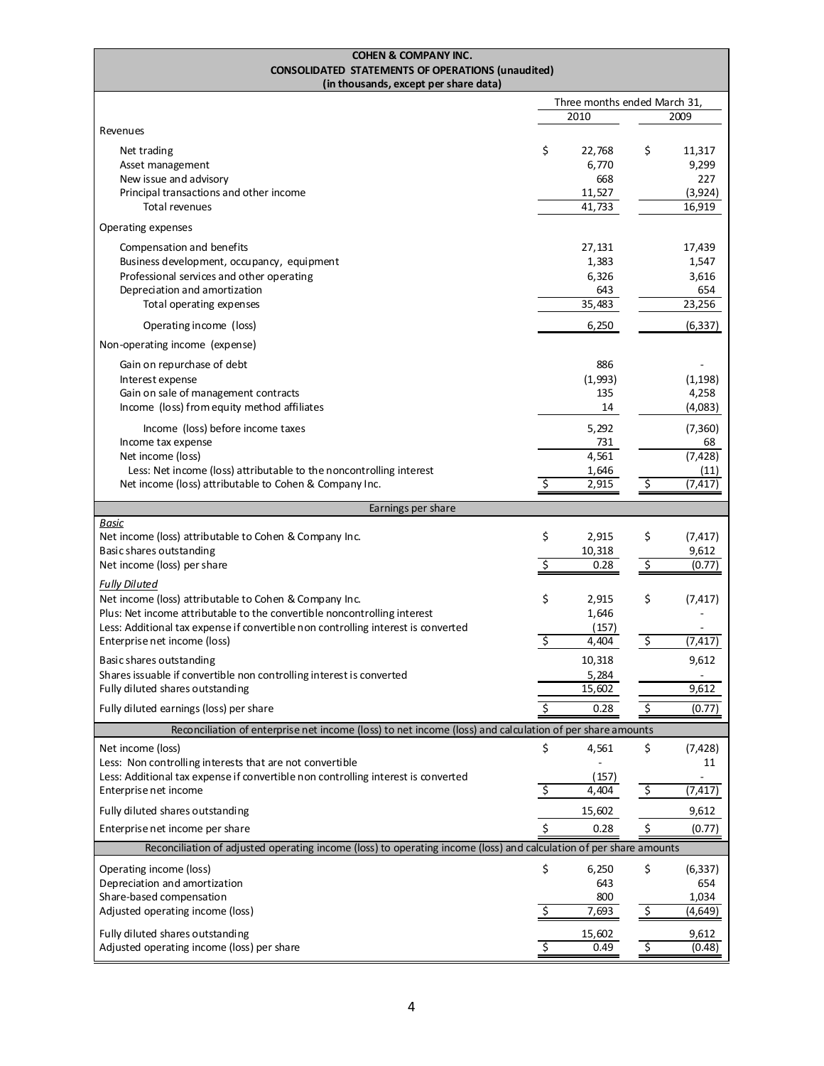**COHEN & COMPANY INC.**
**CONSOLIDATED STATEMENTS OF OPERATIONS (unaudited)**
**(in thousands, except per share data)**

| | Three months ended March 31, 2010 | 2009 |
|---|---|---|
| **Revenues** | | |
| Net trading | $ 22,768 | $ 11,317 |
| Asset management | 6,770 | 9,299 |
| New issue and advisory | 668 | 227 |
| Principal transactions and other income | 11,527 | (3,924) |
| Total revenues | 41,733 | 16,919 |
| **Operating expenses** | | |
| Compensation and benefits | 27,131 | 17,439 |
| Business development, occupancy, equipment | 1,383 | 1,547 |
| Professional services and other operating | 6,326 | 3,616 |
| Depreciation and amortization | 643 | 654 |
| Total operating expenses | 35,483 | 23,256 |
| Operating income (loss) | 6,250 | (6,337) |
| **Non-operating income (expense)** | | |
| Gain on repurchase of debt | 886 | - |
| Interest expense | (1,993) | (1,198) |
| Gain on sale of management contracts | 135 | 4,258 |
| Income (loss) from equity method affiliates | 14 | (4,083) |
| Income (loss) before income taxes | 5,292 | (7,360) |
| Income tax expense | 731 | 68 |
| Net income (loss) | 4,561 | (7,428) |
| Less: Net income (loss) attributable to the noncontrolling interest | 1,646 | (11) |
| Net income (loss) attributable to Cohen & Company Inc. | $ 2,915 | $ (7,417) |
| **Earnings per share** | | |
| *Basic* | | |
| Net income (loss) attributable to Cohen & Company Inc. | $ 2,915 | $ (7,417) |
| Basic shares outstanding | 10,318 | 9,612 |
| Net income (loss) per share | $ 0.28 | $ (0.77) |
| *Fully Diluted* | | |
| Net income (loss) attributable to Cohen & Company Inc. | $ 2,915 | $ (7,417) |
| Plus: Net income attributable to the convertible noncontrolling interest | 1,646 | - |
| Less: Additional tax expense if convertible non controlling interest is converted | (157) | - |
| Enterprise net income (loss) | $ 4,404 | $ (7,417) |
| Basic shares outstanding | 10,318 | 9,612 |
| Shares issuable if convertible non controlling interest is converted | 5,284 | - |
| Fully diluted shares outstanding | 15,602 | 9,612 |
| Fully diluted earnings (loss) per share | $ 0.28 | $ (0.77) |
| **Reconciliation of enterprise net income (loss) to net income (loss) and calculation of per share amounts** | | |
| Net income (loss) | $ 4,561 | $ (7,428) |
| Less: Non controlling interests that are not convertible | - | 11 |
| Less: Additional tax expense if convertible non controlling interest is converted | (157) | - |
| Enterprise net income | $ 4,404 | $ (7,417) |
| Fully diluted shares outstanding | 15,602 | 9,612 |
| Enterprise net income per share | $ 0.28 | $ (0.77) |
| **Reconciliation of adjusted operating income (loss) to operating income (loss) and calculation of per share amounts** | | |
| Operating income (loss) | $ 6,250 | $ (6,337) |
| Depreciation and amortization | 643 | 654 |
| Share-based compensation | 800 | 1,034 |
| Adjusted operating income (loss) | $ 7,693 | $ (4,649) |
| Fully diluted shares outstanding | 15,602 | 9,612 |
| Adjusted operating income (loss) per share | $ 0.49 | $ (0.48) |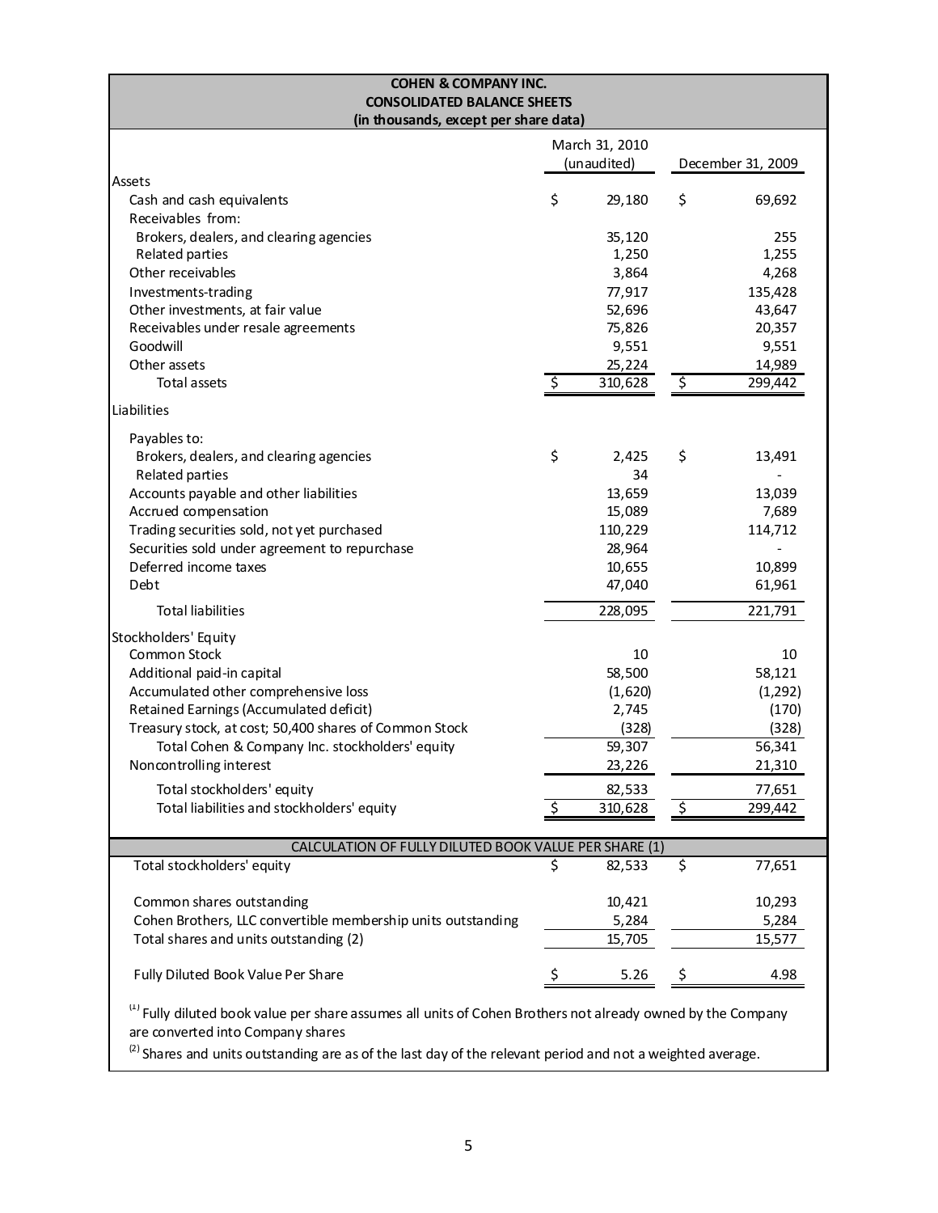**COHEN & COMPANY INC.**
**CONSOLIDATED BALANCE SHEETS**
**(in thousands, except per share data)**

| | March 31, 2010 (unaudited) | December 31, 2009 |
|---|---|---|
| Assets | | |
| Cash and cash equivalents | $ 29,180 | $ 69,692 |
| Receivables from: | | |
| Brokers, dealers, and clearing agencies | 35,120 | 255 |
| Related parties | 1,250 | 1,255 |
| Other receivables | 3,864 | 4,268 |
| Investments-trading | 77,917 | 135,428 |
| Other investments, at fair value | 52,696 | 43,647 |
| Receivables under resale agreements | 75,826 | 20,357 |
| Goodwill | 9,551 | 9,551 |
| Other assets | 25,224 | 14,989 |
| Total assets | $ 310,628 | $ 299,442 |
| Liabilities | | |
| Payables to: | | |
| Brokers, dealers, and clearing agencies | $ 2,425 | $ 13,491 |
| Related parties | 34 | - |
| Accounts payable and other liabilities | 13,659 | 13,039 |
| Accrued compensation | 15,089 | 7,689 |
| Trading securities sold, not yet purchased | 110,229 | 114,712 |
| Securities sold under agreement to repurchase | 28,964 | - |
| Deferred income taxes | 10,655 | 10,899 |
| Debt | 47,040 | 61,961 |
| Total liabilities | 228,095 | 221,791 |
| Stockholders' Equity | | |
| Common Stock | 10 | 10 |
| Additional paid-in capital | 58,500 | 58,121 |
| Accumulated other comprehensive loss | (1,620) | (1,292) |
| Retained Earnings (Accumulated deficit) | 2,745 | (170) |
| Treasury stock, at cost; 50,400 shares of Common Stock | (328) | (328) |
| Total Cohen & Company Inc. stockholders' equity | 59,307 | 56,341 |
| Noncontrolling interest | 23,226 | 21,310 |
| Total stockholders' equity | 82,533 | 77,651 |
| Total liabilities and stockholders' equity | $ 310,628 | $ 299,442 |

| CALCULATION OF FULLY DILUTED BOOK VALUE PER SHARE (1) | | |
|---|---|---|
| Total stockholders' equity | $ 82,533 | $ 77,651 |
| Common shares outstanding | 10,421 | 10,293 |
| Cohen Brothers, LLC convertible membership units outstanding | 5,284 | 5,284 |
| Total shares and units outstanding (2) | 15,705 | 15,577 |
| Fully Diluted Book Value Per Share | $ 5.26 | $ 4.98 |

(1) Fully diluted book value per share assumes all units of Cohen Brothers not already owned by the Company are converted into Company shares

(2) Shares and units outstanding are as of the last day of the relevant period and not a weighted average.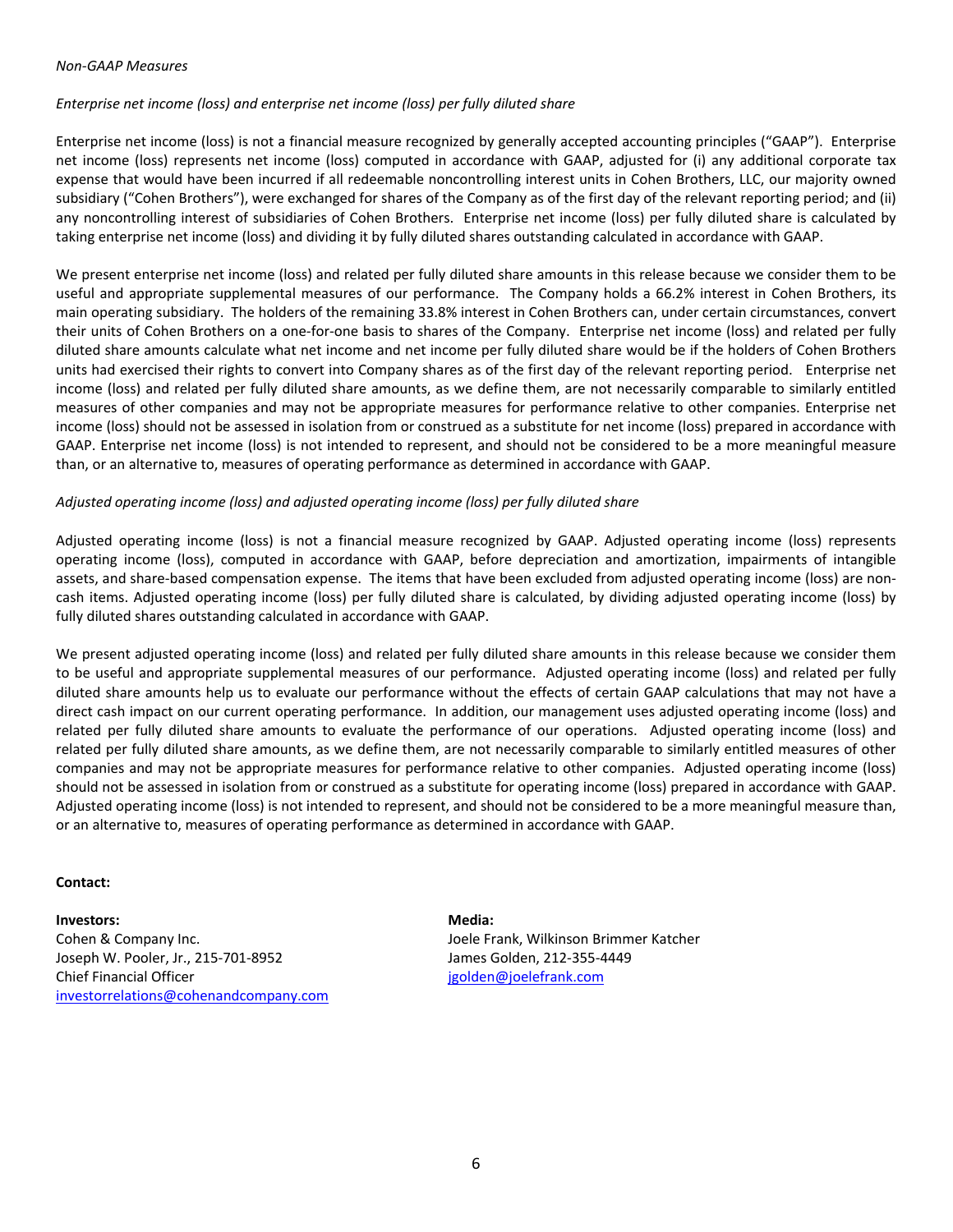*Non-GAAP Measures*

*Enterprise net income (loss) and enterprise net income (loss) per fully diluted share*

Enterprise net income (loss) is not a financial measure recognized by generally accepted accounting principles ("GAAP"). Enterprise net income (loss) represents net income (loss) computed in accordance with GAAP, adjusted for (i) any additional corporate tax expense that would have been incurred if all redeemable noncontrolling interest units in Cohen Brothers, LLC, our majority owned subsidiary ("Cohen Brothers"), were exchanged for shares of the Company as of the first day of the relevant reporting period; and (ii) any noncontrolling interest of subsidiaries of Cohen Brothers. Enterprise net income (loss) per fully diluted share is calculated by taking enterprise net income (loss) and dividing it by fully diluted shares outstanding calculated in accordance with GAAP.

We present enterprise net income (loss) and related per fully diluted share amounts in this release because we consider them to be useful and appropriate supplemental measures of our performance. The Company holds a 66.2% interest in Cohen Brothers, its main operating subsidiary. The holders of the remaining 33.8% interest in Cohen Brothers can, under certain circumstances, convert their units of Cohen Brothers on a one-for-one basis to shares of the Company. Enterprise net income (loss) and related per fully diluted share amounts calculate what net income and net income per fully diluted share would be if the holders of Cohen Brothers units had exercised their rights to convert into Company shares as of the first day of the relevant reporting period. Enterprise net income (loss) and related per fully diluted share amounts, as we define them, are not necessarily comparable to similarly entitled measures of other companies and may not be appropriate measures for performance relative to other companies. Enterprise net income (loss) should not be assessed in isolation from or construed as a substitute for net income (loss) prepared in accordance with GAAP. Enterprise net income (loss) is not intended to represent, and should not be considered to be a more meaningful measure than, or an alternative to, measures of operating performance as determined in accordance with GAAP.

*Adjusted operating income (loss) and adjusted operating income (loss) per fully diluted share*

Adjusted operating income (loss) is not a financial measure recognized by GAAP. Adjusted operating income (loss) represents operating income (loss), computed in accordance with GAAP, before depreciation and amortization, impairments of intangible assets, and share-based compensation expense. The items that have been excluded from adjusted operating income (loss) are non-cash items. Adjusted operating income (loss) per fully diluted share is calculated, by dividing adjusted operating income (loss) by fully diluted shares outstanding calculated in accordance with GAAP.

We present adjusted operating income (loss) and related per fully diluted share amounts in this release because we consider them to be useful and appropriate supplemental measures of our performance. Adjusted operating income (loss) and related per fully diluted share amounts help us to evaluate our performance without the effects of certain GAAP calculations that may not have a direct cash impact on our current operating performance. In addition, our management uses adjusted operating income (loss) and related per fully diluted share amounts to evaluate the performance of our operations. Adjusted operating income (loss) and related per fully diluted share amounts, as we define them, are not necessarily comparable to similarly entitled measures of other companies and may not be appropriate measures for performance relative to other companies. Adjusted operating income (loss) should not be assessed in isolation from or construed as a substitute for operating income (loss) prepared in accordance with GAAP. Adjusted operating income (loss) is not intended to represent, and should not be considered to be a more meaningful measure than, or an alternative to, measures of operating performance as determined in accordance with GAAP.

**Contact:**

**Investors:**
Cohen & Company Inc.
Joseph W. Pooler, Jr., 215-701-8952
Chief Financial Officer
investorrelations@cohenandcompany.com

**Media:**
Joele Frank, Wilkinson Brimmer Katcher
James Golden, 212-355-4449
jgolden@joelefrank.com